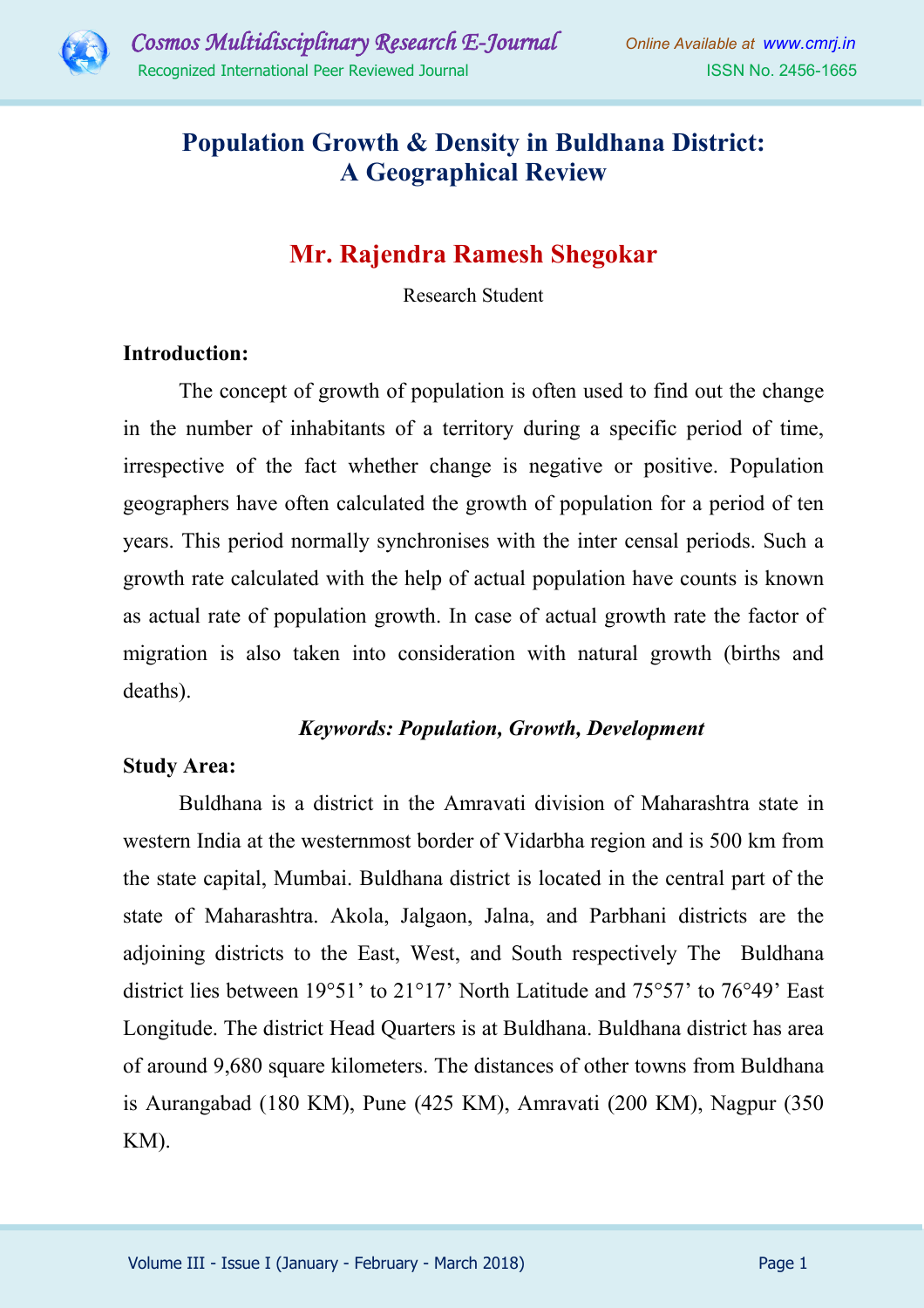# Population Growth & Density in Buldhana District: A Geographical Review

## Mr. Rajendra Ramesh Shegokar

Research Student

**Introduction:**

The concept of growth of population is often used to find out the change in the number of inhabitants of a territory during a specific period of time, irrespective of the fact whether change is negative or positive. Population geographers have often calculated the growth of population for a period of ten years. This period normally synchronises with the inter censal periods. Such a growth rate calculated with the help of actual population have counts is known as actual rate of population growth. In case of actual growth rate the factor of migration is also taken into consideration with natural growth (births and deaths).

***Keywords: Population, Growth, Development***

**Study Area:**

Buldhana is a district in the Amravati division of Maharashtra state in western India at the westernmost border of Vidarbha region and is 500 km from the state capital, Mumbai. Buldhana district is located in the central part of the state of Maharashtra. Akola, Jalgaon, Jalna, and Parbhani districts are the adjoining districts to the East, West, and South respectively The Buldhana district lies between 19°51' to 21°17' North Latitude and 75°57' to 76°49' East Longitude. The district Head Quarters is at Buldhana. Buldhana district has area of around 9,680 square kilometers. The distances of other towns from Buldhana is Aurangabad (180 KM), Pune (425 KM), Amravati (200 KM), Nagpur (350 KM).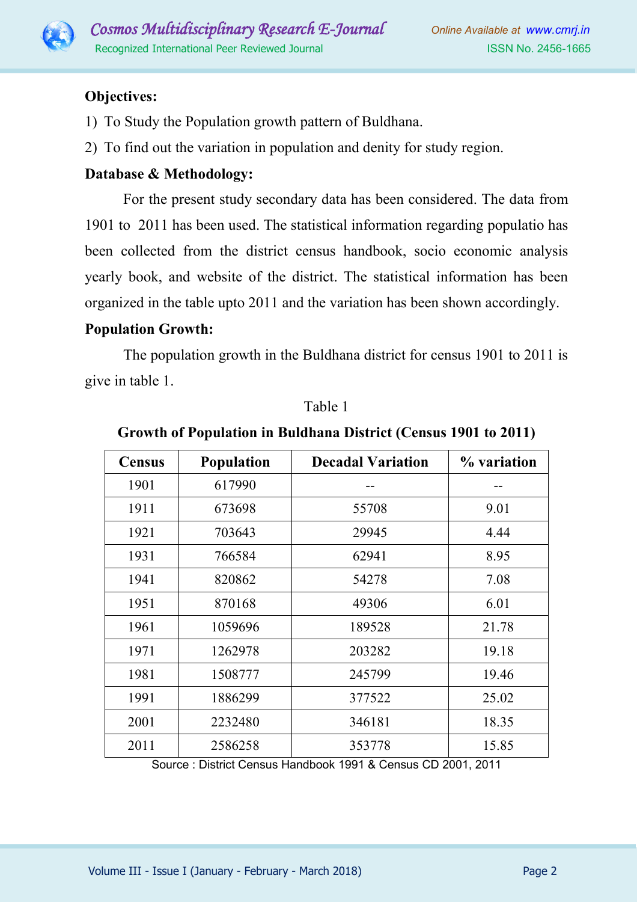**Objectives:**

1) To Study the Population growth pattern of Buldhana.
2) To find out the variation in population and denity for study region.

**Database & Methodology:**

For the present study secondary data has been considered. The data from 1901 to 2011 has been used. The statistical information regarding populatio has been collected from the district census handbook, socio economic analysis yearly book, and website of the district. The statistical information has been organized in the table upto 2011 and the variation has been shown accordingly.

**Population Growth:**

The population growth in the Buldhana district for census 1901 to 2011 is give in table 1.

Table 1

**Growth of Population in Buldhana District (Census 1901 to 2011)**

| Census | Population | Decadal Variation | % variation |
|---|---|---|---|
| 1901 | 617990 | -- | -- |
| 1911 | 673698 | 55708 | 9.01 |
| 1921 | 703643 | 29945 | 4.44 |
| 1931 | 766584 | 62941 | 8.95 |
| 1941 | 820862 | 54278 | 7.08 |
| 1951 | 870168 | 49306 | 6.01 |
| 1961 | 1059696 | 189528 | 21.78 |
| 1971 | 1262978 | 203282 | 19.18 |
| 1981 | 1508777 | 245799 | 19.46 |
| 1991 | 1886299 | 377522 | 25.02 |
| 2001 | 2232480 | 346181 | 18.35 |
| 2011 | 2586258 | 353778 | 15.85 |

Source : District Census Handbook 1991 & Census CD 2001, 2011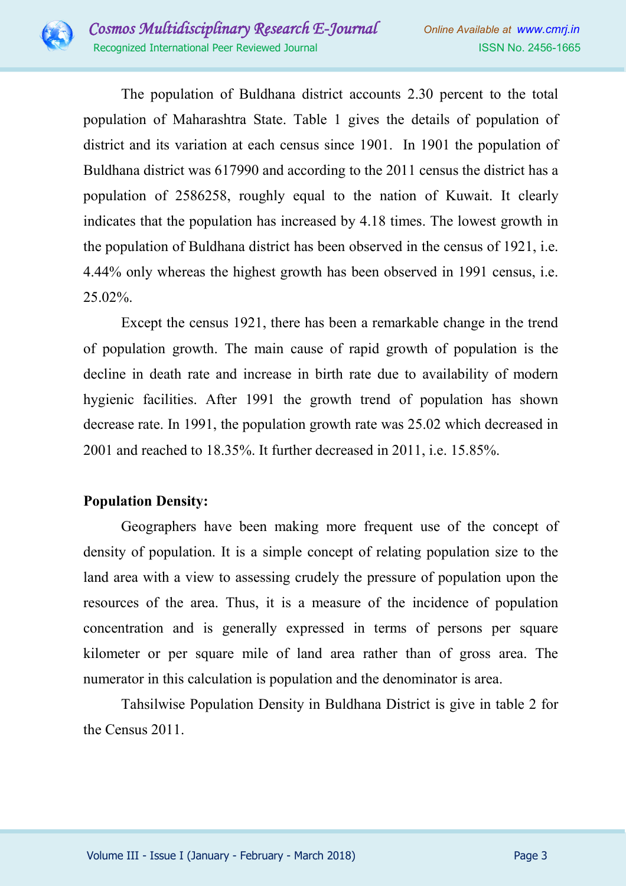The population of Buldhana district accounts 2.30 percent to the total population of Maharashtra State. Table 1 gives the details of population of district and its variation at each census since 1901. In 1901 the population of Buldhana district was 617990 and according to the 2011 census the district has a population of 2586258, roughly equal to the nation of Kuwait. It clearly indicates that the population has increased by 4.18 times. The lowest growth in the population of Buldhana district has been observed in the census of 1921, i.e. 4.44% only whereas the highest growth has been observed in 1991 census, i.e. 25.02%.

Except the census 1921, there has been a remarkable change in the trend of population growth. The main cause of rapid growth of population is the decline in death rate and increase in birth rate due to availability of modern hygienic facilities. After 1991 the growth trend of population has shown decrease rate. In 1991, the population growth rate was 25.02 which decreased in 2001 and reached to 18.35%. It further decreased in 2011, i.e. 15.85%.

**Population Density:**

Geographers have been making more frequent use of the concept of density of population. It is a simple concept of relating population size to the land area with a view to assessing crudely the pressure of population upon the resources of the area. Thus, it is a measure of the incidence of population concentration and is generally expressed in terms of persons per square kilometer or per square mile of land area rather than of gross area. The numerator in this calculation is population and the denominator is area.

Tahsilwise Population Density in Buldhana District is give in table 2 for the Census 2011.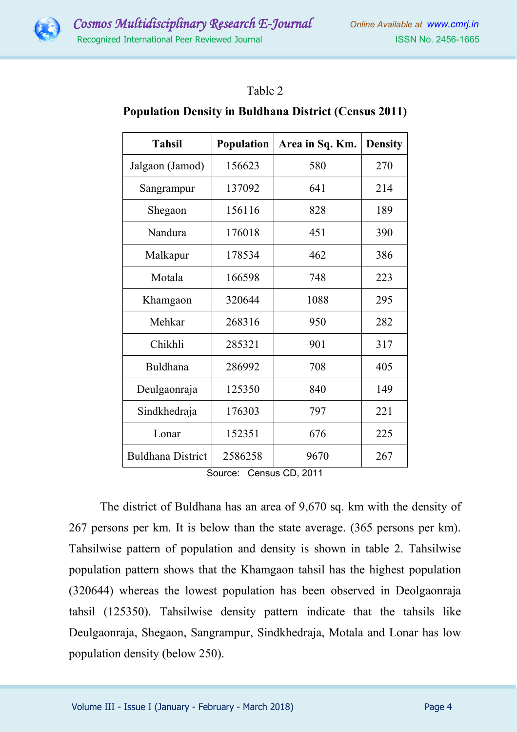Table 2

**Population Density in Buldhana District (Census 2011)**

| Tahsil | Population | Area in Sq. Km. | Density |
|---|---|---|---|
| Jalgaon (Jamod) | 156623 | 580 | 270 |
| Sangrampur | 137092 | 641 | 214 |
| Shegaon | 156116 | 828 | 189 |
| Nandura | 176018 | 451 | 390 |
| Malkapur | 178534 | 462 | 386 |
| Motala | 166598 | 748 | 223 |
| Khamgaon | 320644 | 1088 | 295 |
| Mehkar | 268316 | 950 | 282 |
| Chikhli | 285321 | 901 | 317 |
| Buldhana | 286992 | 708 | 405 |
| Deulgaonraja | 125350 | 840 | 149 |
| Sindkhedraja | 176303 | 797 | 221 |
| Lonar | 152351 | 676 | 225 |
| Buldhana District | 2586258 | 9670 | 267 |

Source: Census CD, 2011

The district of Buldhana has an area of 9,670 sq. km with the density of 267 persons per km. It is below than the state average. (365 persons per km). Tahsilwise pattern of population and density is shown in table 2. Tahsilwise population pattern shows that the Khamgaon tahsil has the highest population (320644) whereas the lowest population has been observed in Deolgaonraja tahsil (125350). Tahsilwise density pattern indicate that the tahsils like Deulgaonraja, Shegaon, Sangrampur, Sindkhedraja, Motala and Lonar has low population density (below 250).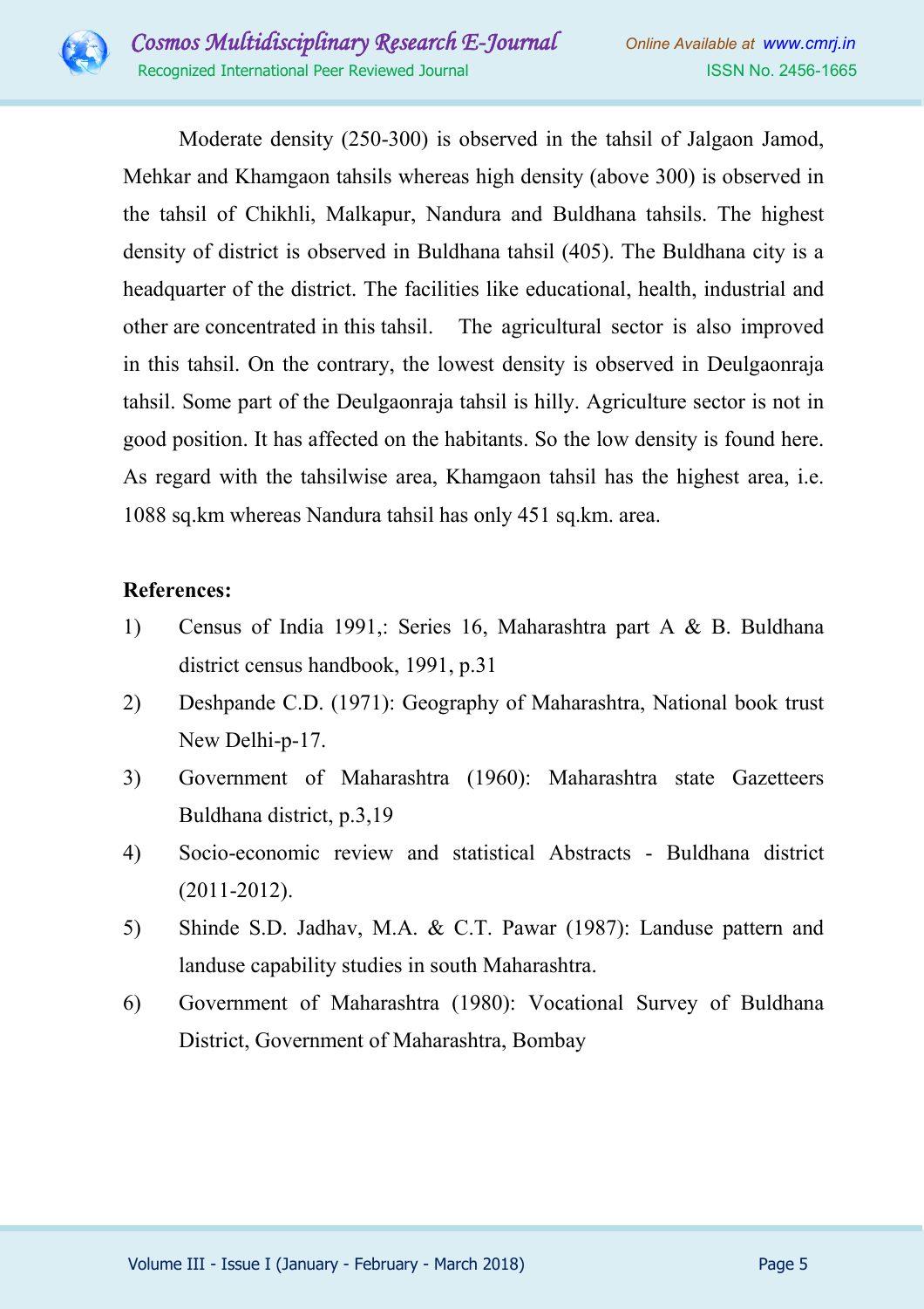Moderate density (250-300) is observed in the tahsil of Jalgaon Jamod, Mehkar and Khamgaon tahsils whereas high density (above 300) is observed in the tahsil of Chikhli, Malkapur, Nandura and Buldhana tahsils. The highest density of district is observed in Buldhana tahsil (405). The Buldhana city is a headquarter of the district. The facilities like educational, health, industrial and other are concentrated in this tahsil. The agricultural sector is also improved in this tahsil. On the contrary, the lowest density is observed in Deulgaonraja tahsil. Some part of the Deulgaonraja tahsil is hilly. Agriculture sector is not in good position. It has affected on the habitants. So the low density is found here. As regard with the tahsilwise area, Khamgaon tahsil has the highest area, i.e. 1088 sq.km whereas Nandura tahsil has only 451 sq.km. area.

**References:**

1) Census of India 1991,: Series 16, Maharashtra part A & B. Buldhana district census handbook, 1991, p.31
2) Deshpande C.D. (1971): Geography of Maharashtra, National book trust New Delhi-p-17.
3) Government of Maharashtra (1960): Maharashtra state Gazetteers Buldhana district, p.3,19
4) Socio-economic review and statistical Abstracts - Buldhana district (2011-2012).
5) Shinde S.D. Jadhav, M.A. & C.T. Pawar (1987): Landuse pattern and landuse capability studies in south Maharashtra.
6) Government of Maharashtra (1980): Vocational Survey of Buldhana District, Government of Maharashtra, Bombay